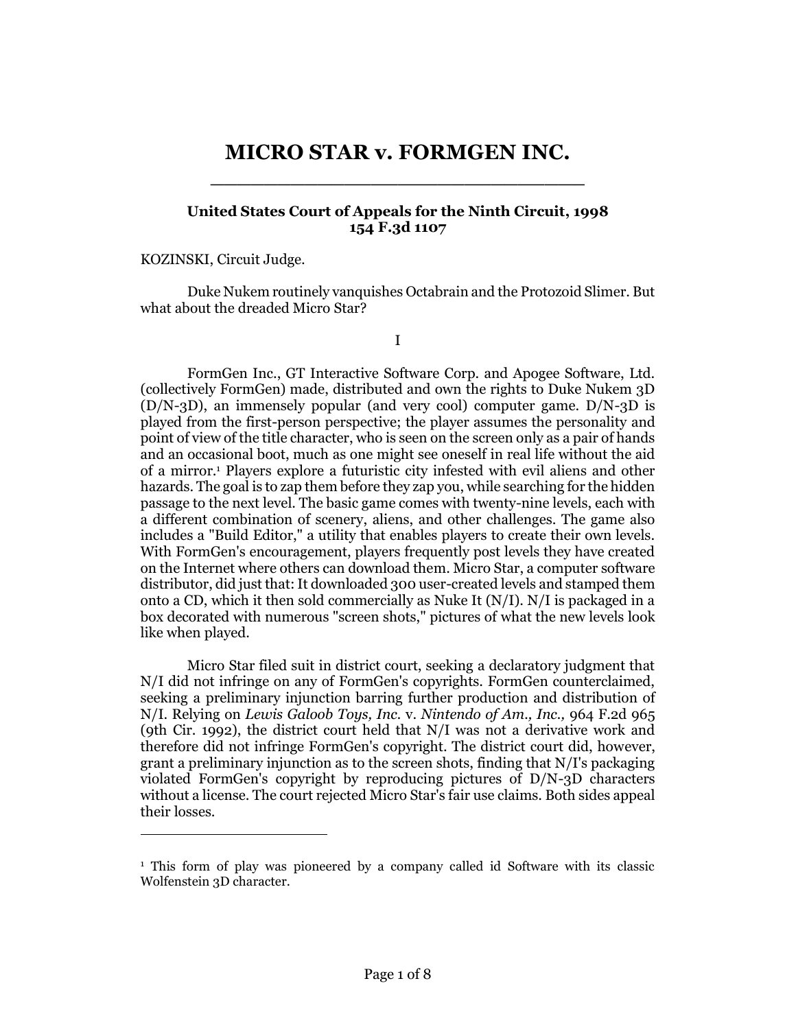# MICRO STAR v. FORMGEN INC.

**United States Court of Appeals for the Ninth Circuit, 1998**
**154 F.3d 1107**

KOZINSKI, Circuit Judge.

Duke Nukem routinely vanquishes Octabrain and the Protozoid Slimer. But what about the dreaded Micro Star?

I

FormGen Inc., GT Interactive Software Corp. and Apogee Software, Ltd. (collectively FormGen) made, distributed and own the rights to Duke Nukem 3D (D/N-3D), an immensely popular (and very cool) computer game. D/N-3D is played from the first-person perspective; the player assumes the personality and point of view of the title character, who is seen on the screen only as a pair of hands and an occasional boot, much as one might see oneself in real life without the aid of a mirror.[1] Players explore a futuristic city infested with evil aliens and other hazards. The goal is to zap them before they zap you, while searching for the hidden passage to the next level. The basic game comes with twenty-nine levels, each with a different combination of scenery, aliens, and other challenges. The game also includes a "Build Editor," a utility that enables players to create their own levels. With FormGen's encouragement, players frequently post levels they have created on the Internet where others can download them. Micro Star, a computer software distributor, did just that: It downloaded 300 user-created levels and stamped them onto a CD, which it then sold commercially as Nuke It (N/I). N/I is packaged in a box decorated with numerous "screen shots," pictures of what the new levels look like when played.

Micro Star filed suit in district court, seeking a declaratory judgment that N/I did not infringe on any of FormGen's copyrights. FormGen counterclaimed, seeking a preliminary injunction barring further production and distribution of N/I. Relying on *Lewis Galoob Toys, Inc.* v. *Nintendo of Am., Inc.,* 964 F.2d 965 (9th Cir. 1992), the district court held that N/I was not a derivative work and therefore did not infringe FormGen's copyright. The district court did, however, grant a preliminary injunction as to the screen shots, finding that N/I's packaging violated FormGen's copyright by reproducing pictures of D/N-3D characters without a license. The court rejected Micro Star's fair use claims. Both sides appeal their losses.

---

[1] This form of play was pioneered by a company called id Software with its classic Wolfenstein 3D character.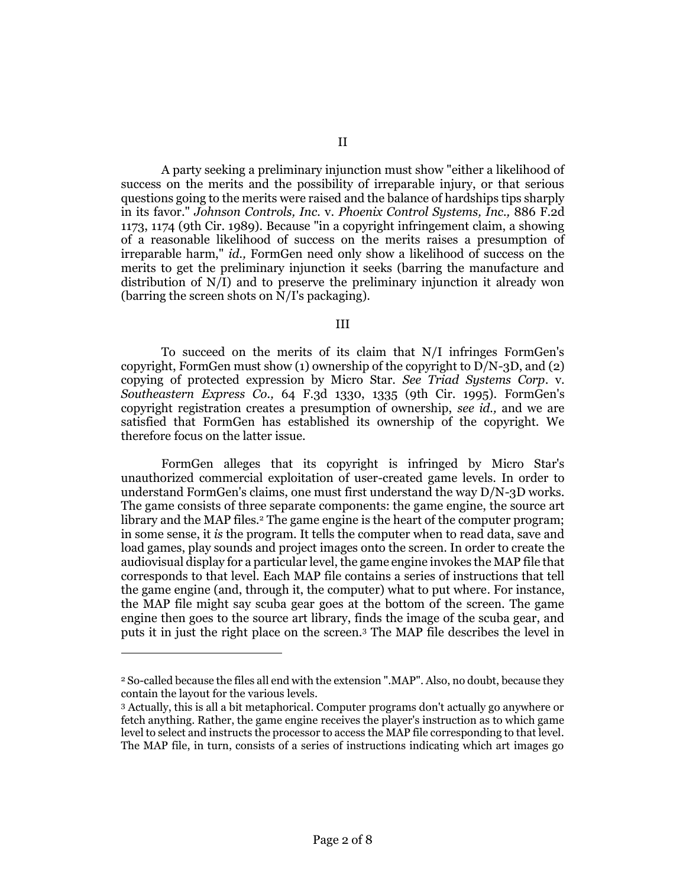## II

A party seeking a preliminary injunction must show "either a likelihood of success on the merits and the possibility of irreparable injury, or that serious questions going to the merits were raised and the balance of hardships tips sharply in its favor." *Johnson Controls, Inc.* v. *Phoenix Control Systems, Inc.,* 886 F.2d 1173, 1174 (9th Cir. 1989). Because "in a copyright infringement claim, a showing of a reasonable likelihood of success on the merits raises a presumption of irreparable harm," *id.,* FormGen need only show a likelihood of success on the merits to get the preliminary injunction it seeks (barring the manufacture and distribution of N/I) and to preserve the preliminary injunction it already won (barring the screen shots on N/I's packaging).

## III

To succeed on the merits of its claim that N/I infringes FormGen's copyright, FormGen must show (1) ownership of the copyright to D/N-3D, and (2) copying of protected expression by Micro Star. *See Triad Systems Corp.* v. *Southeastern Express Co.,* 64 F.3d 1330, 1335 (9th Cir. 1995). FormGen's copyright registration creates a presumption of ownership, *see id.,* and we are satisfied that FormGen has established its ownership of the copyright. We therefore focus on the latter issue.

FormGen alleges that its copyright is infringed by Micro Star's unauthorized commercial exploitation of user-created game levels. In order to understand FormGen's claims, one must first understand the way D/N-3D works. The game consists of three separate components: the game engine, the source art library and the MAP files.[2] The game engine is the heart of the computer program; in some sense, it *is* the program. It tells the computer when to read data, save and load games, play sounds and project images onto the screen. In order to create the audiovisual display for a particular level, the game engine invokes the MAP file that corresponds to that level. Each MAP file contains a series of instructions that tell the game engine (and, through it, the computer) what to put where. For instance, the MAP file might say scuba gear goes at the bottom of the screen. The game engine then goes to the source art library, finds the image of the scuba gear, and puts it in just the right place on the screen.[3] The MAP file describes the level in

---

[2] So-called because the files all end with the extension ".MAP". Also, no doubt, because they contain the layout for the various levels.

[3] Actually, this is all a bit metaphorical. Computer programs don't actually go anywhere or fetch anything. Rather, the game engine receives the player's instruction as to which game level to select and instructs the processor to access the MAP file corresponding to that level. The MAP file, in turn, consists of a series of instructions indicating which art images go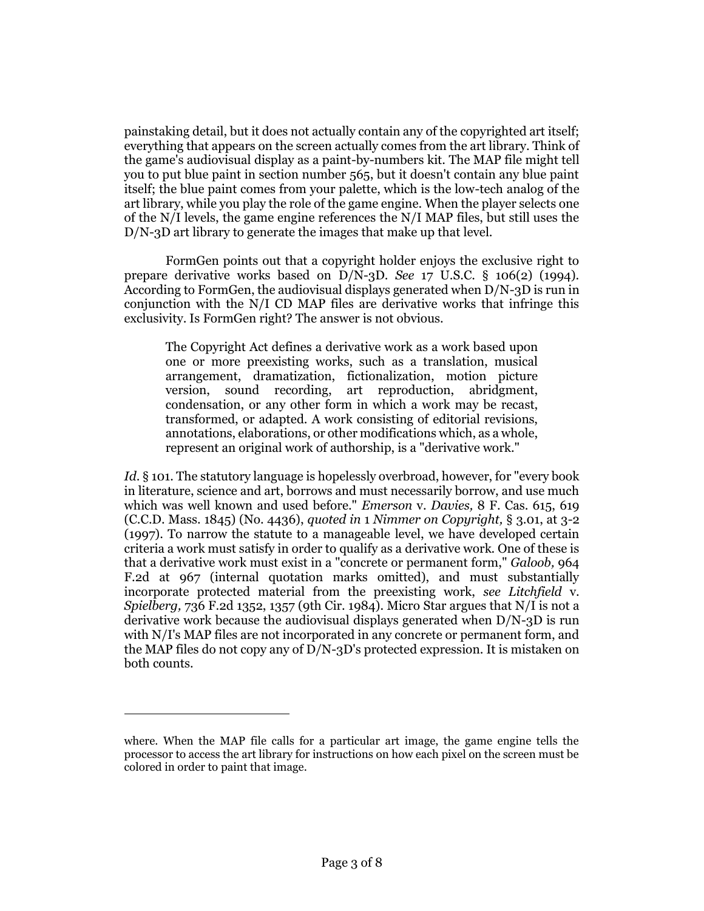painstaking detail, but it does not actually contain any of the copyrighted art itself; everything that appears on the screen actually comes from the art library. Think of the game's audiovisual display as a paint-by-numbers kit. The MAP file might tell you to put blue paint in section number 565, but it doesn't contain any blue paint itself; the blue paint comes from your palette, which is the low-tech analog of the art library, while you play the role of the game engine. When the player selects one of the N/I levels, the game engine references the N/I MAP files, but still uses the D/N-3D art library to generate the images that make up that level.

FormGen points out that a copyright holder enjoys the exclusive right to prepare derivative works based on D/N-3D. *See* 17 U.S.C. § 106(2) (1994). According to FormGen, the audiovisual displays generated when D/N-3D is run in conjunction with the N/I CD MAP files are derivative works that infringe this exclusivity. Is FormGen right? The answer is not obvious.

> The Copyright Act defines a derivative work as a work based upon one or more preexisting works, such as a translation, musical arrangement, dramatization, fictionalization, motion picture version, sound recording, art reproduction, abridgment, condensation, or any other form in which a work may be recast, transformed, or adapted. A work consisting of editorial revisions, annotations, elaborations, or other modifications which, as a whole, represent an original work of authorship, is a "derivative work."

*Id.* § 101. The statutory language is hopelessly overbroad, however, for "every book in literature, science and art, borrows and must necessarily borrow, and use much which was well known and used before." *Emerson* v. *Davies,* 8 F. Cas. 615, 619 (C.C.D. Mass. 1845) (No. 4436), *quoted in* 1 *Nimmer on Copyright,* § 3.01, at 3-2 (1997). To narrow the statute to a manageable level, we have developed certain criteria a work must satisfy in order to qualify as a derivative work. One of these is that a derivative work must exist in a "concrete or permanent form," *Galoob,* 964 F.2d at 967 (internal quotation marks omitted), and must substantially incorporate protected material from the preexisting work, *see Litchfield* v. *Spielberg,* 736 F.2d 1352, 1357 (9th Cir. 1984). Micro Star argues that N/I is not a derivative work because the audiovisual displays generated when D/N-3D is run with N/I's MAP files are not incorporated in any concrete or permanent form, and the MAP files do not copy any of D/N-3D's protected expression. It is mistaken on both counts.

---

where. When the MAP file calls for a particular art image, the game engine tells the processor to access the art library for instructions on how each pixel on the screen must be colored in order to paint that image.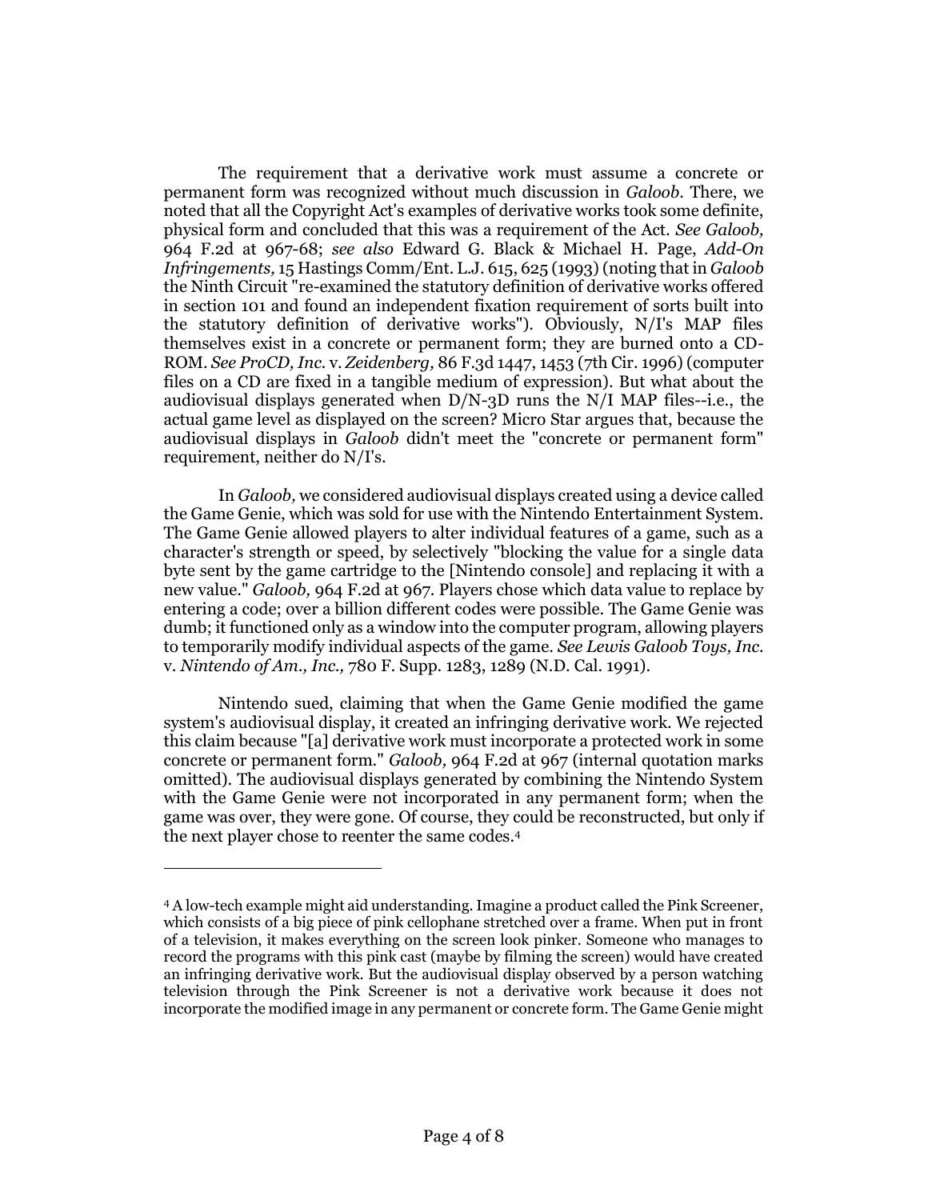The requirement that a derivative work must assume a concrete or permanent form was recognized without much discussion in *Galoob*. There, we noted that all the Copyright Act's examples of derivative works took some definite, physical form and concluded that this was a requirement of the Act. *See Galoob,* 964 F.2d at 967-68; *see also* Edward G. Black & Michael H. Page, *Add-On Infringements,* 15 Hastings Comm/Ent. L.J. 615, 625 (1993) (noting that in *Galoob* the Ninth Circuit "re-examined the statutory definition of derivative works offered in section 101 and found an independent fixation requirement of sorts built into the statutory definition of derivative works"). Obviously, N/I's MAP files themselves exist in a concrete or permanent form; they are burned onto a CD-ROM. *See ProCD, Inc.* v. *Zeidenberg,* 86 F.3d 1447, 1453 (7th Cir. 1996) (computer files on a CD are fixed in a tangible medium of expression). But what about the audiovisual displays generated when D/N-3D runs the N/I MAP files--i.e., the actual game level as displayed on the screen? Micro Star argues that, because the audiovisual displays in *Galoob* didn't meet the "concrete or permanent form" requirement, neither do N/I's.

In *Galoob,* we considered audiovisual displays created using a device called the Game Genie, which was sold for use with the Nintendo Entertainment System. The Game Genie allowed players to alter individual features of a game, such as a character's strength or speed, by selectively "blocking the value for a single data byte sent by the game cartridge to the [Nintendo console] and replacing it with a new value." *Galoob,* 964 F.2d at 967. Players chose which data value to replace by entering a code; over a billion different codes were possible. The Game Genie was dumb; it functioned only as a window into the computer program, allowing players to temporarily modify individual aspects of the game. *See Lewis Galoob Toys, Inc.* v. *Nintendo of Am., Inc.,* 780 F. Supp. 1283, 1289 (N.D. Cal. 1991).

Nintendo sued, claiming that when the Game Genie modified the game system's audiovisual display, it created an infringing derivative work. We rejected this claim because "[a] derivative work must incorporate a protected work in some concrete or permanent form." *Galoob,* 964 F.2d at 967 (internal quotation marks omitted). The audiovisual displays generated by combining the Nintendo System with the Game Genie were not incorporated in any permanent form; when the game was over, they were gone. Of course, they could be reconstructed, but only if the next player chose to reenter the same codes.[4]

---

[4] A low-tech example might aid understanding. Imagine a product called the Pink Screener, which consists of a big piece of pink cellophane stretched over a frame. When put in front of a television, it makes everything on the screen look pinker. Someone who manages to record the programs with this pink cast (maybe by filming the screen) would have created an infringing derivative work. But the audiovisual display observed by a person watching television through the Pink Screener is not a derivative work because it does not incorporate the modified image in any permanent or concrete form. The Game Genie might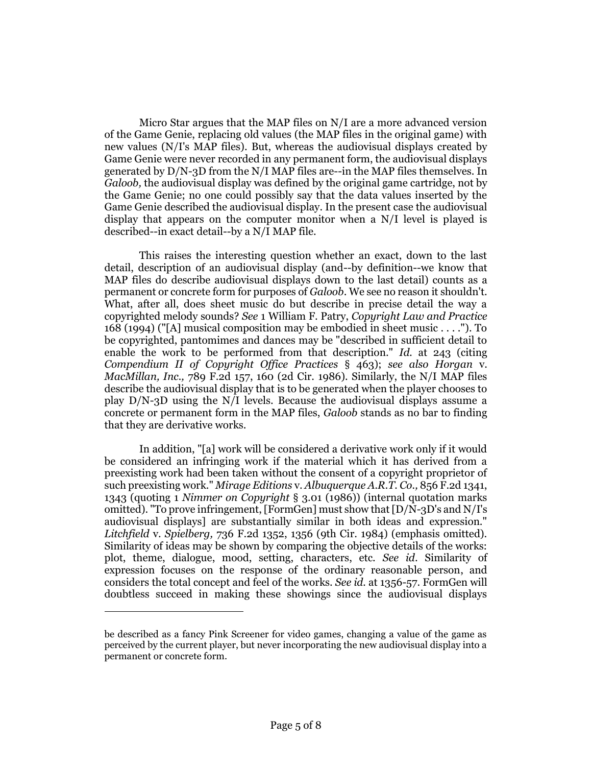Micro Star argues that the MAP files on N/I are a more advanced version of the Game Genie, replacing old values (the MAP files in the original game) with new values (N/I's MAP files). But, whereas the audiovisual displays created by Game Genie were never recorded in any permanent form, the audiovisual displays generated by D/N-3D from the N/I MAP files are--in the MAP files themselves. In *Galoob,* the audiovisual display was defined by the original game cartridge, not by the Game Genie; no one could possibly say that the data values inserted by the Game Genie described the audiovisual display. In the present case the audiovisual display that appears on the computer monitor when a N/I level is played is described--in exact detail--by a N/I MAP file.

This raises the interesting question whether an exact, down to the last detail, description of an audiovisual display (and--by definition--we know that MAP files do describe audiovisual displays down to the last detail) counts as a permanent or concrete form for purposes of *Galoob*. We see no reason it shouldn't. What, after all, does sheet music do but describe in precise detail the way a copyrighted melody sounds? *See* 1 William F. Patry, *Copyright Law and Practice* 168 (1994) ("[A] musical composition may be embodied in sheet music . . . ."). To be copyrighted, pantomimes and dances may be "described in sufficient detail to enable the work to be performed from that description." *Id.* at 243 (citing *Compendium II of Copyright Office Practices* § 463); *see also Horgan* v. *MacMillan, Inc.,* 789 F.2d 157, 160 (2d Cir. 1986). Similarly, the N/I MAP files describe the audiovisual display that is to be generated when the player chooses to play D/N-3D using the N/I levels. Because the audiovisual displays assume a concrete or permanent form in the MAP files, *Galoob* stands as no bar to finding that they are derivative works.

In addition, "[a] work will be considered a derivative work only if it would be considered an infringing work if the material which it has derived from a preexisting work had been taken without the consent of a copyright proprietor of such preexisting work." *Mirage Editions* v. *Albuquerque A.R.T. Co.,* 856 F.2d 1341, 1343 (quoting 1 *Nimmer on Copyright* § 3.01 (1986)) (internal quotation marks omitted). "To prove infringement, [FormGen] must show that [D/N-3D's and N/I's audiovisual displays] are substantially similar in both ideas and expression." *Litchfield* v. *Spielberg,* 736 F.2d 1352, 1356 (9th Cir. 1984) (emphasis omitted). Similarity of ideas may be shown by comparing the objective details of the works: plot, theme, dialogue, mood, setting, characters, etc. *See id.* Similarity of expression focuses on the response of the ordinary reasonable person, and considers the total concept and feel of the works. *See id.* at 1356-57. FormGen will doubtless succeed in making these showings since the audiovisual displays

---

be described as a fancy Pink Screener for video games, changing a value of the game as perceived by the current player, but never incorporating the new audiovisual display into a permanent or concrete form.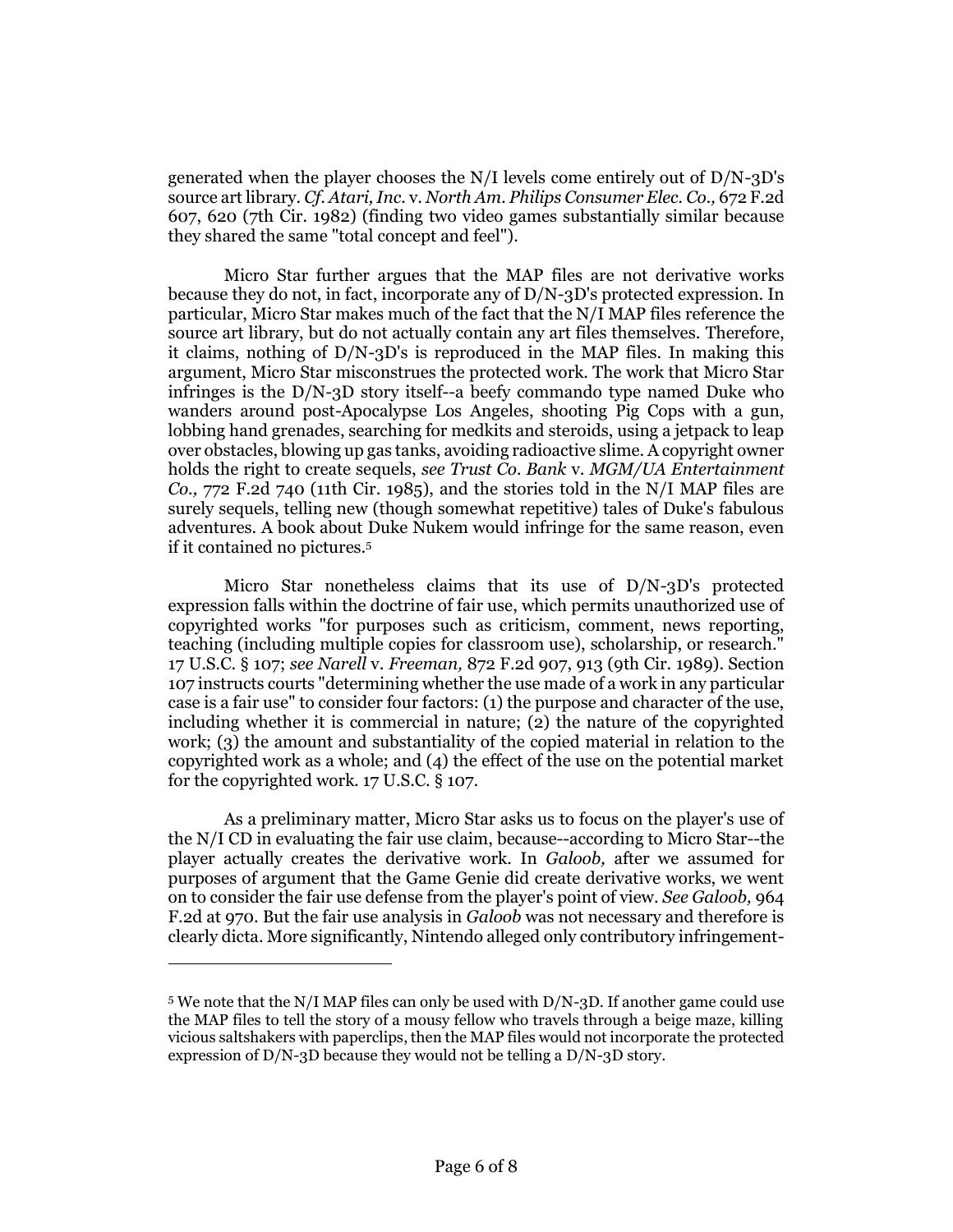generated when the player chooses the N/I levels come entirely out of D/N-3D's source art library. *Cf. Atari, Inc.* v. *North Am. Philips Consumer Elec. Co.,* 672 F.2d 607, 620 (7th Cir. 1982) (finding two video games substantially similar because they shared the same "total concept and feel").

Micro Star further argues that the MAP files are not derivative works because they do not, in fact, incorporate any of D/N-3D's protected expression. In particular, Micro Star makes much of the fact that the N/I MAP files reference the source art library, but do not actually contain any art files themselves. Therefore, it claims, nothing of D/N-3D's is reproduced in the MAP files. In making this argument, Micro Star misconstrues the protected work. The work that Micro Star infringes is the D/N-3D story itself--a beefy commando type named Duke who wanders around post-Apocalypse Los Angeles, shooting Pig Cops with a gun, lobbing hand grenades, searching for medkits and steroids, using a jetpack to leap over obstacles, blowing up gas tanks, avoiding radioactive slime. A copyright owner holds the right to create sequels, *see Trust Co. Bank* v. *MGM/UA Entertainment Co.,* 772 F.2d 740 (11th Cir. 1985), and the stories told in the N/I MAP files are surely sequels, telling new (though somewhat repetitive) tales of Duke's fabulous adventures. A book about Duke Nukem would infringe for the same reason, even if it contained no pictures.[5]

Micro Star nonetheless claims that its use of D/N-3D's protected expression falls within the doctrine of fair use, which permits unauthorized use of copyrighted works "for purposes such as criticism, comment, news reporting, teaching (including multiple copies for classroom use), scholarship, or research." 17 U.S.C. § 107; *see Narell* v. *Freeman,* 872 F.2d 907, 913 (9th Cir. 1989). Section 107 instructs courts "determining whether the use made of a work in any particular case is a fair use" to consider four factors: (1) the purpose and character of the use, including whether it is commercial in nature; (2) the nature of the copyrighted work; (3) the amount and substantiality of the copied material in relation to the copyrighted work as a whole; and (4) the effect of the use on the potential market for the copyrighted work. 17 U.S.C. § 107.

As a preliminary matter, Micro Star asks us to focus on the player's use of the N/I CD in evaluating the fair use claim, because--according to Micro Star--the player actually creates the derivative work. In *Galoob,* after we assumed for purposes of argument that the Game Genie did create derivative works, we went on to consider the fair use defense from the player's point of view. *See Galoob,* 964 F.2d at 970. But the fair use analysis in *Galoob* was not necessary and therefore is clearly dicta. More significantly, Nintendo alleged only contributory infringement-

---

[5] We note that the N/I MAP files can only be used with D/N-3D. If another game could use the MAP files to tell the story of a mousy fellow who travels through a beige maze, killing vicious saltshakers with paperclips, then the MAP files would not incorporate the protected expression of D/N-3D because they would not be telling a D/N-3D story.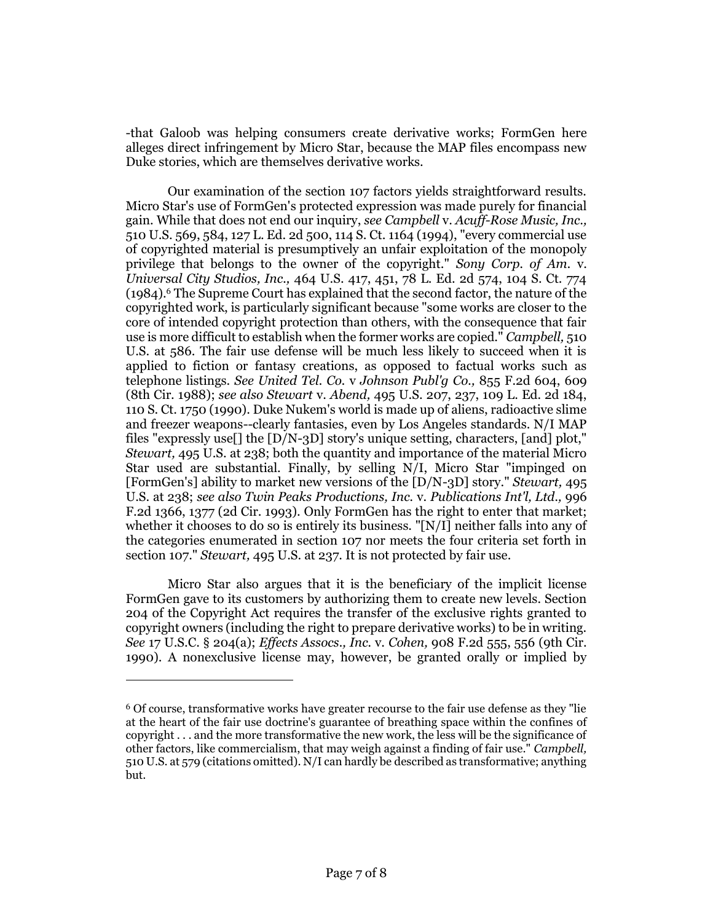-that Galoob was helping consumers create derivative works; FormGen here alleges direct infringement by Micro Star, because the MAP files encompass new Duke stories, which are themselves derivative works.

Our examination of the section 107 factors yields straightforward results. Micro Star's use of FormGen's protected expression was made purely for financial gain. While that does not end our inquiry, *see Campbell* v. *Acuff-Rose Music, Inc.,* 510 U.S. 569, 584, 127 L. Ed. 2d 500, 114 S. Ct. 1164 (1994), "every commercial use of copyrighted material is presumptively an unfair exploitation of the monopoly privilege that belongs to the owner of the copyright." *Sony Corp. of Am.* v. *Universal City Studios, Inc.,* 464 U.S. 417, 451, 78 L. Ed. 2d 574, 104 S. Ct. 774 (1984).[6] The Supreme Court has explained that the second factor, the nature of the copyrighted work, is particularly significant because "some works are closer to the core of intended copyright protection than others, with the consequence that fair use is more difficult to establish when the former works are copied." *Campbell,* 510 U.S. at 586. The fair use defense will be much less likely to succeed when it is applied to fiction or fantasy creations, as opposed to factual works such as telephone listings. *See United Tel. Co.* v *Johnson Publ'g Co.,* 855 F.2d 604, 609 (8th Cir. 1988); *see also Stewart* v. *Abend,* 495 U.S. 207, 237, 109 L. Ed. 2d 184, 110 S. Ct. 1750 (1990). Duke Nukem's world is made up of aliens, radioactive slime and freezer weapons--clearly fantasies, even by Los Angeles standards. N/I MAP files "expressly use[] the [D/N-3D] story's unique setting, characters, [and] plot," *Stewart,* 495 U.S. at 238; both the quantity and importance of the material Micro Star used are substantial. Finally, by selling N/I, Micro Star "impinged on [FormGen's] ability to market new versions of the [D/N-3D] story." *Stewart,* 495 U.S. at 238; *see also Twin Peaks Productions, Inc.* v. *Publications Int'l, Ltd.,* 996 F.2d 1366, 1377 (2d Cir. 1993). Only FormGen has the right to enter that market; whether it chooses to do so is entirely its business. "[N/I] neither falls into any of the categories enumerated in section 107 nor meets the four criteria set forth in section 107." *Stewart,* 495 U.S. at 237. It is not protected by fair use.

Micro Star also argues that it is the beneficiary of the implicit license FormGen gave to its customers by authorizing them to create new levels. Section 204 of the Copyright Act requires the transfer of the exclusive rights granted to copyright owners (including the right to prepare derivative works) to be in writing. *See* 17 U.S.C. § 204(a); *Effects Assocs., Inc.* v. *Cohen,* 908 F.2d 555, 556 (9th Cir. 1990). A nonexclusive license may, however, be granted orally or implied by

---

[6] Of course, transformative works have greater recourse to the fair use defense as they "lie at the heart of the fair use doctrine's guarantee of breathing space within the confines of copyright . . . and the more transformative the new work, the less will be the significance of other factors, like commercialism, that may weigh against a finding of fair use." *Campbell,* 510 U.S. at 579 (citations omitted). N/I can hardly be described as transformative; anything but.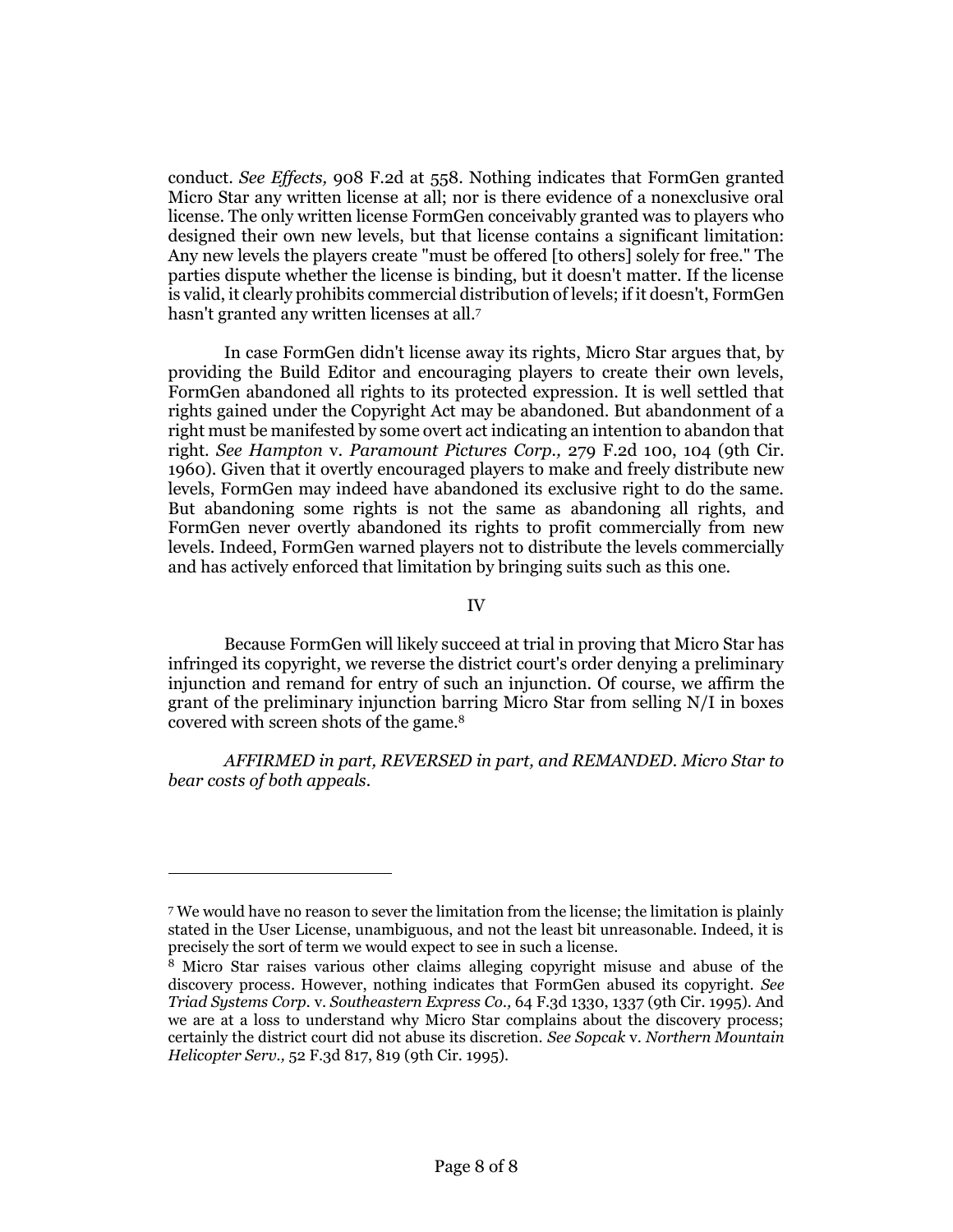conduct. *See Effects,* 908 F.2d at 558. Nothing indicates that FormGen granted Micro Star any written license at all; nor is there evidence of a nonexclusive oral license. The only written license FormGen conceivably granted was to players who designed their own new levels, but that license contains a significant limitation: Any new levels the players create "must be offered [to others] solely for free." The parties dispute whether the license is binding, but it doesn't matter. If the license is valid, it clearly prohibits commercial distribution of levels; if it doesn't, FormGen hasn't granted any written licenses at all.[7]

In case FormGen didn't license away its rights, Micro Star argues that, by providing the Build Editor and encouraging players to create their own levels, FormGen abandoned all rights to its protected expression. It is well settled that rights gained under the Copyright Act may be abandoned. But abandonment of a right must be manifested by some overt act indicating an intention to abandon that right. *See Hampton* v. *Paramount Pictures Corp.,* 279 F.2d 100, 104 (9th Cir. 1960). Given that it overtly encouraged players to make and freely distribute new levels, FormGen may indeed have abandoned its exclusive right to do the same. But abandoning some rights is not the same as abandoning all rights, and FormGen never overtly abandoned its rights to profit commercially from new levels. Indeed, FormGen warned players not to distribute the levels commercially and has actively enforced that limitation by bringing suits such as this one.

IV

Because FormGen will likely succeed at trial in proving that Micro Star has infringed its copyright, we reverse the district court's order denying a preliminary injunction and remand for entry of such an injunction. Of course, we affirm the grant of the preliminary injunction barring Micro Star from selling N/I in boxes covered with screen shots of the game.[8]

*AFFIRMED in part, REVERSED in part, and REMANDED. Micro Star to bear costs of both appeals.*

---

[7] We would have no reason to sever the limitation from the license; the limitation is plainly stated in the User License, unambiguous, and not the least bit unreasonable. Indeed, it is precisely the sort of term we would expect to see in such a license.

[8] Micro Star raises various other claims alleging copyright misuse and abuse of the discovery process. However, nothing indicates that FormGen abused its copyright. *See Triad Systems Corp.* v. *Southeastern Express Co.,* 64 F.3d 1330, 1337 (9th Cir. 1995). And we are at a loss to understand why Micro Star complains about the discovery process; certainly the district court did not abuse its discretion. *See Sopcak* v. *Northern Mountain Helicopter Serv.,* 52 F.3d 817, 819 (9th Cir. 1995).